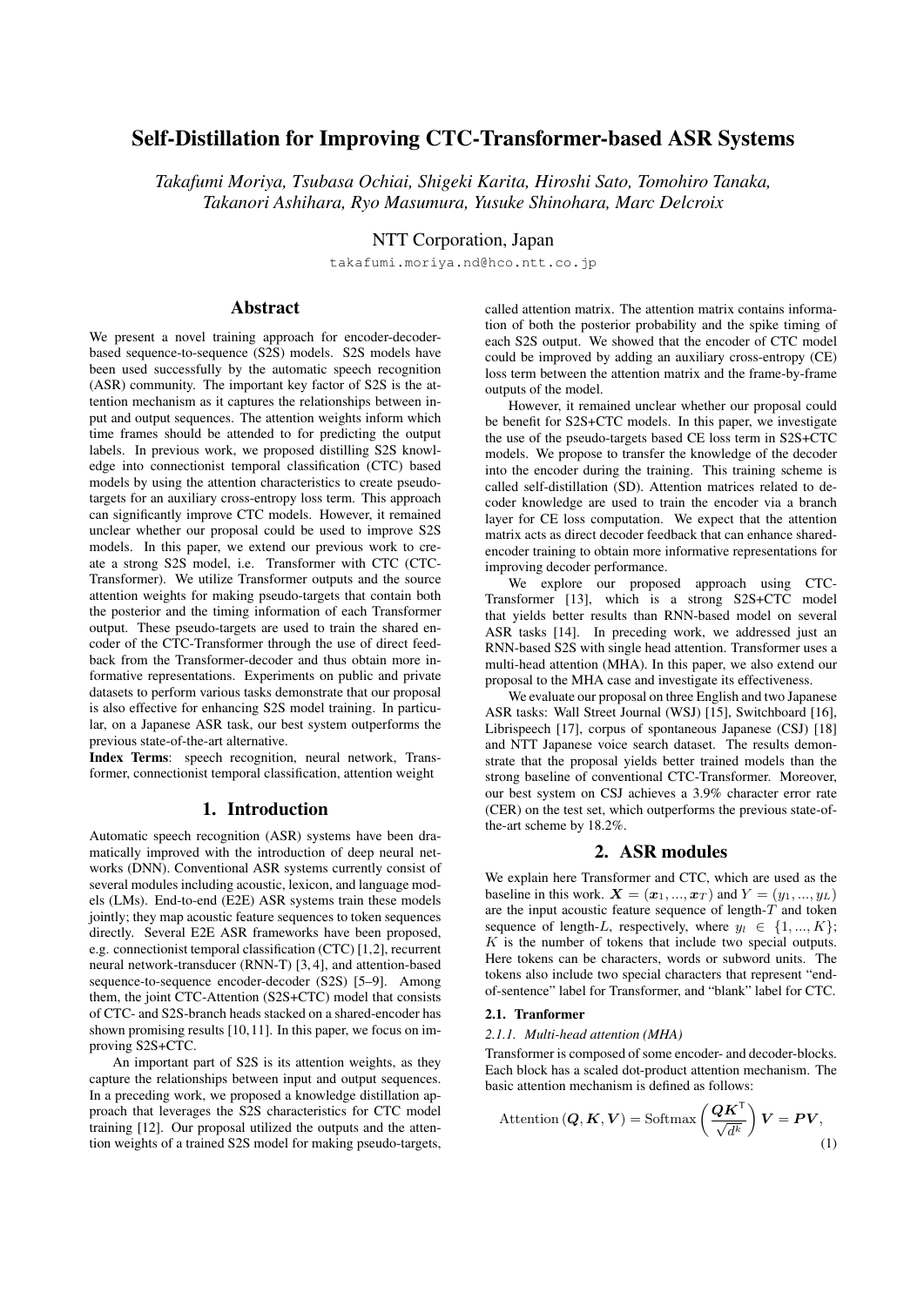# Self-Distillation for Improving CTC-Transformer-based ASR Systems

*Takafumi Moriya, Tsubasa Ochiai, Shigeki Karita, Hiroshi Sato, Tomohiro Tanaka, Takanori Ashihara, Ryo Masumura, Yusuke Shinohara, Marc Delcroix*

NTT Corporation, Japan

takafumi.moriya.nd@hco.ntt.co.jp

## Abstract

We present a novel training approach for encoder-decoder-based sequence-to-sequence (S2S) models. S2S models have been used successfully by the automatic speech recognition (ASR) community. The important key factor of S2S is the attention mechanism as it captures the relationships between input and output sequences. The attention weights inform which time frames should be attended to for predicting the output labels. In previous work, we proposed distilling S2S knowledge into connectionist temporal classification (CTC) based models by using the attention characteristics to create pseudo-targets for an auxiliary cross-entropy loss term. This approach can significantly improve CTC models. However, it remained unclear whether our proposal could be used to improve S2S models. In this paper, we extend our previous work to create a strong S2S model, i.e. Transformer with CTC (CTC-Transformer). We utilize Transformer outputs and the source attention weights for making pseudo-targets that contain both the posterior and the timing information of each Transformer output. These pseudo-targets are used to train the shared encoder of the CTC-Transformer through the use of direct feedback from the Transformer-decoder and thus obtain more informative representations. Experiments on public and private datasets to perform various tasks demonstrate that our proposal is also effective for enhancing S2S model training. In particular, on a Japanese ASR task, our best system outperforms the previous state-of-the-art alternative.

**Index Terms**: speech recognition, neural network, Transformer, connectionist temporal classification, attention weight

## 1. Introduction

Automatic speech recognition (ASR) systems have been dramatically improved with the introduction of deep neural networks (DNN). Conventional ASR systems currently consist of several modules including acoustic, lexicon, and language models (LMs). End-to-end (E2E) ASR systems train these models jointly; they map acoustic feature sequences to token sequences directly. Several E2E ASR frameworks have been proposed, e.g. connectionist temporal classification (CTC) [1,2], recurrent neural network-transducer (RNN-T) [3,4], and attention-based sequence-to-sequence encoder-decoder (S2S) [5–9]. Among them, the joint CTC-Attention (S2S+CTC) model that consists of CTC- and S2S-branch heads stacked on a shared-encoder has shown promising results [10,11]. In this paper, we focus on improving S2S+CTC.

An important part of S2S is its attention weights, as they capture the relationships between input and output sequences. In a preceding work, we proposed a knowledge distillation approach that leverages the S2S characteristics for CTC model training [12]. Our proposal utilized the outputs and the attention weights of a trained S2S model for making pseudo-targets, called attention matrix. The attention matrix contains information of both the posterior probability and the spike timing of each S2S output. We showed that the encoder of CTC model could be improved by adding an auxiliary cross-entropy (CE) loss term between the attention matrix and the frame-by-frame outputs of the model.

However, it remained unclear whether our proposal could be benefit for S2S+CTC models. In this paper, we investigate the use of the pseudo-targets based CE loss term in S2S+CTC models. We propose to transfer the knowledge of the decoder into the encoder during the training. This training scheme is called self-distillation (SD). Attention matrices related to decoder knowledge are used to train the encoder via a branch layer for CE loss computation. We expect that the attention matrix acts as direct decoder feedback that can enhance shared-encoder training to obtain more informative representations for improving decoder performance.

We explore our proposed approach using CTC-Transformer [13], which is a strong S2S+CTC model that yields better results than RNN-based model on several ASR tasks [14]. In preceding work, we addressed just an RNN-based S2S with single head attention. Transformer uses a multi-head attention (MHA). In this paper, we also extend our proposal to the MHA case and investigate its effectiveness.

We evaluate our proposal on three English and two Japanese ASR tasks: Wall Street Journal (WSJ) [15], Switchboard [16], Librispeech [17], corpus of spontaneous Japanese (CSJ) [18] and NTT Japanese voice search dataset. The results demonstrate that the proposal yields better trained models than the strong baseline of conventional CTC-Transformer. Moreover, our best system on CSJ achieves a 3.9% character error rate (CER) on the test set, which outperforms the previous state-of-the-art scheme by 18.2%.

## 2. ASR modules

We explain here Transformer and CTC, which are used as the baseline in this work. $\boldsymbol{X} = (\boldsymbol{x}_1, ..., \boldsymbol{x}_T)$ and $Y = (y_1, ..., y_L)$ are the input acoustic feature sequence of length-$T$ and token sequence of length-$L$, respectively, where $y_l \in \{1, ..., K\}$; $K$ is the number of tokens that include two special outputs. Here tokens can be characters, words or subword units. The tokens also include two special characters that represent "end-of-sentence" label for Transformer, and "blank" label for CTC.

### 2.1. Tranformer

#### 2.1.1. Multi-head attention (MHA)

Transformer is composed of some encoder- and decoder-blocks. Each block has a scaled dot-product attention mechanism. The basic attention mechanism is defined as follows:

$$\text{Attention}(\boldsymbol{Q}, \boldsymbol{K}, \boldsymbol{V}) = \text{Softmax}\left(\frac{\boldsymbol{Q}\boldsymbol{K}^{\mathsf{T}}}{\sqrt{d^k}}\right)\boldsymbol{V} = \boldsymbol{P}\boldsymbol{V}, \tag{1}$$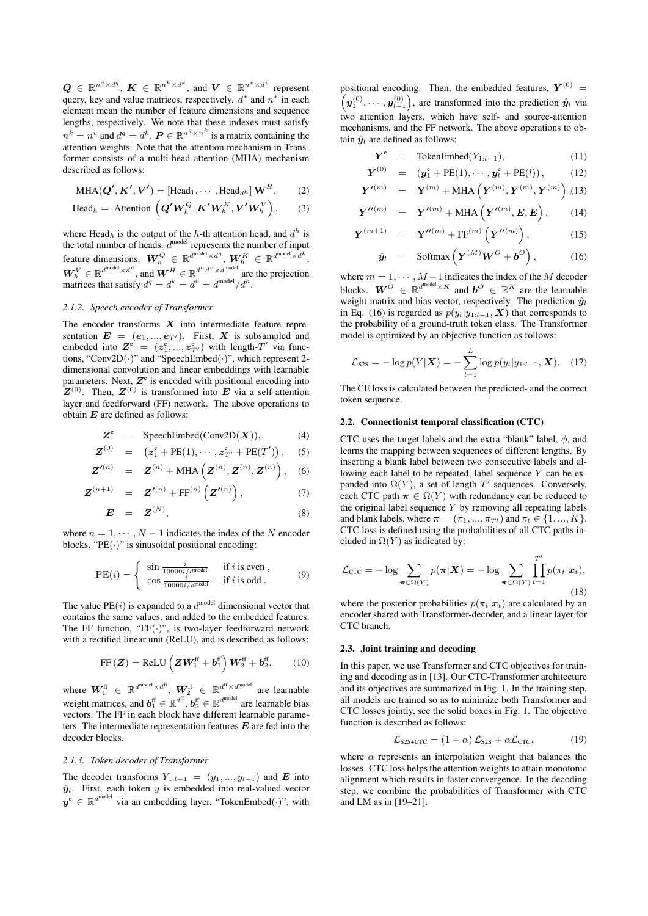$\boldsymbol{Q} \in \mathbb{R}^{n^q \times d^q}$, $\boldsymbol{K} \in \mathbb{R}^{n^k \times d^k}$, and $\boldsymbol{V} \in \mathbb{R}^{n^v \times d^v}$ represent query, key and value matrices, respectively. $d^*$ and $n^*$ in each element mean the number of feature dimensions and sequence lengths, respectively. We note that these indexes must satisfy $n^k = n^v$ and $d^q = d^k$. $\boldsymbol{P} \in \mathbb{R}^{n^q \times n^k}$ is a matrix containing the attention weights. Note that the attention mechanism in Transformer consists of a multi-head attention (MHA) mechanism described as follows:

$$\mathrm{MHA}(\boldsymbol{Q}', \boldsymbol{K}', \boldsymbol{V}') = [\mathrm{Head}_1, \cdots, \mathrm{Head}_{d^h}]\, \boldsymbol{W}^H, \tag{2}$$

$$\mathrm{Head}_h = \text{ Attention } \left( \boldsymbol{Q}' \boldsymbol{W}_h^Q, \boldsymbol{K}' \boldsymbol{W}_h^K, \boldsymbol{V}' \boldsymbol{W}_h^V \right), \tag{3}$$

where $\mathrm{Head}_h$ is the output of the $h$-th attention head, and $d^h$ is the total number of heads. $d^{\text{model}}$ represents the number of input feature dimensions. $\boldsymbol{W}_h^Q \in \mathbb{R}^{d^{\text{model}} \times d^q}$, $\boldsymbol{W}_h^K \in \mathbb{R}^{d^{\text{model}} \times d^k}$, $\boldsymbol{W}_h^V \in \mathbb{R}^{d^{\text{model}} \times d^v}$, and $\boldsymbol{W}^H \in \mathbb{R}^{d^h d^v \times d^{\text{model}}}$ are the projection matrices that satisfy $d^q = d^k = d^v = d^{\text{model}}/d^h$.

#### 2.1.2. Speech encoder of Transformer

The encoder transforms $\boldsymbol{X}$ into intermediate feature representation $\boldsymbol{E} = (\boldsymbol{e}_1, ..., \boldsymbol{e}_{T'})$. First, $\boldsymbol{X}$ is subsampled and embedded into $\boldsymbol{Z}^{\mathrm{e}} = (\boldsymbol{z}_1^{\mathrm{e}}, ..., \boldsymbol{z}_{T'}^{\mathrm{e}})$ with length-$T'$ via functions, "Conv2D($\cdot$)" and "SpeechEmbed($\cdot$)", which represent 2-dimensional convolution and linear embeddings with learnable parameters. Next, $\boldsymbol{Z}^{\mathrm{e}}$ is encoded with positional encoding into $\boldsymbol{Z}^{(0)}$. Then, $\boldsymbol{Z}^{(0)}$ is transformed into $\boldsymbol{E}$ via a self-attention layer and feedforward (FF) network. The above operations to obtain $\boldsymbol{E}$ are defined as follows:

$$\boldsymbol{Z}^{\mathrm{e}} = \mathrm{SpeechEmbed}(\mathrm{Conv2D}(\boldsymbol{X})), \tag{4}$$

$$\boldsymbol{Z}^{(0)} = \left(\boldsymbol{z}_1^{\mathrm{e}} + \mathrm{PE}(1), \cdots, \boldsymbol{z}_{T'}^{\mathrm{e}} + \mathrm{PE}(T')\right), \tag{5}$$

$$\boldsymbol{Z}'^{(n)} = \boldsymbol{Z}^{(n)} + \mathrm{MHA}\left(\boldsymbol{Z}^{(n)}, \boldsymbol{Z}^{(n)}, \boldsymbol{Z}^{(n)}\right), \tag{6}$$

$$\boldsymbol{Z}^{(n+1)} = \boldsymbol{Z}'^{(n)} + \mathrm{FF}^{(n)}\left(\boldsymbol{Z}'^{(n)}\right), \tag{7}$$

$$\boldsymbol{E} = \boldsymbol{Z}^{(N)}, \tag{8}$$

where $n = 1, \cdots, N-1$ indicates the index of the $N$ encoder blocks. "PE($\cdot$)" is sinusoidal positional encoding:

$$\mathrm{PE}(i) = \begin{cases} \sin \frac{i}{10000 i / d^{\text{model}}} & \text{if } i \text{ is even ,} \\ \cos \frac{i}{10000 i / d^{\text{model}}} & \text{if } i \text{ is odd .} \end{cases} \tag{9}$$

The value $\mathrm{PE}(i)$ is expanded to a $d^{\text{model}}$ dimensional vector that contains the same values, and added to the embedded features. The FF function, "FF($\cdot$)", is two-layer feedforward network with a rectified linear unit (ReLU), and is described as follows:

$$\mathrm{FF}\left(\boldsymbol{Z}\right) = \mathrm{ReLU}\left(\boldsymbol{Z}\boldsymbol{W}_1^{\text{ff}} + \boldsymbol{b}_1^{\text{ff}}\right)\boldsymbol{W}_2^{\text{ff}} + \boldsymbol{b}_2^{\text{ff}}, \tag{10}$$

where $\boldsymbol{W}_1^{\text{ff}} \in \mathbb{R}^{d^{\text{model}} \times d^{\text{ff}}}$, $\boldsymbol{W}_2^{\text{ff}} \in \mathbb{R}^{d^{\text{ff}} \times d^{\text{model}}}$ are learnable weight matrices, and $\boldsymbol{b}_1^{\text{ff}} \in \mathbb{R}^{d^{\text{ff}}}$, $\boldsymbol{b}_2^{\text{ff}} \in \mathbb{R}^{d^{\text{model}}}$ are learnable bias vectors. The FF in each block have different learnable parameters. The intermediate representation features $\boldsymbol{E}$ are fed into the decoder blocks.

#### 2.1.3. Token decoder of Transformer

The decoder transforms $Y_{1:l-1} = (y_1, ..., y_{l-1})$ and $\boldsymbol{E}$ into $\hat{\boldsymbol{y}}_l$. First, each token $y$ is embedded into real-valued vector $\boldsymbol{y}^{\mathrm{e}} \in \mathbb{R}^{d^{\text{model}}}$ via an embedding layer, "TokenEmbed($\cdot$)", with positional encoding. Then, the embedded features, $\boldsymbol{Y}^{(0)} = \left(\boldsymbol{y}_1^{(0)}, \cdots, \boldsymbol{y}_{l-1}^{(0)}\right)$, are transformed into the prediction $\hat{\boldsymbol{y}}_l$ via two attention layers, which have self- and source-attention mechanisms, and the FF network. The above operations to obtain $\hat{\boldsymbol{y}}_l$ are defined as follows:

$$\boldsymbol{Y}^{\mathrm{e}} = \mathrm{TokenEmbed}(Y_{1:l-1}), \tag{11}$$

$$\boldsymbol{Y}^{(0)} = \left(\boldsymbol{y}_1^{\mathrm{e}} + \mathrm{PE}(1), \cdots, \boldsymbol{y}_l^{\mathrm{e}} + \mathrm{PE}(l)\right), \tag{12}$$

$$\boldsymbol{Y}'^{(m)} = \boldsymbol{Y}^{(m)} + \mathrm{MHA}\left(\boldsymbol{Y}^{(m)}, \boldsymbol{Y}^{(m)}, \boldsymbol{Y}^{(m)}\right), \tag{13}$$

$$\boldsymbol{Y}''^{(m)} = \boldsymbol{Y}'^{(m)} + \mathrm{MHA}\left(\boldsymbol{Y}'^{(m)}, \boldsymbol{E}, \boldsymbol{E}\right), \tag{14}$$

$$\boldsymbol{Y}^{(m+1)} = \boldsymbol{Y}''^{(m)} + \mathrm{FF}^{(m)}\left(\boldsymbol{Y}''^{(m)}\right), \tag{15}$$

$$\hat{\boldsymbol{y}}_l = \mathrm{Softmax}\left(\boldsymbol{Y}^{(M)}\boldsymbol{W}^O + \boldsymbol{b}^O\right), \tag{16}$$

where $m = 1, \cdots, M-1$ indicates the index of the $M$ decoder blocks. $\boldsymbol{W}^O \in \mathbb{R}^{d^{\text{model}} \times K}$ and $\boldsymbol{b}^O \in \mathbb{R}^K$ are the learnable weight matrix and bias vector, respectively. The prediction $\hat{\boldsymbol{y}}_l$ in Eq. (16) is regarded as $p(y_l|y_{1:l-1}, \boldsymbol{X})$ that corresponds to the probability of a ground-truth token class. The Transformer model is optimized by an objective function as follows:

$$\mathcal{L}_{\text{S2S}} = -\log p(Y|\boldsymbol{X}) = -\sum_{l=1}^{L} \log p(y_l|y_{1:l-1}, \boldsymbol{X}). \tag{17}$$

The CE loss is calculated between the predicted- and the correct token sequence.

### 2.2. Connectionist temporal classification (CTC)

CTC uses the target labels and the extra "blank" label, $\phi$, and learns the mapping between sequences of different lengths. By inserting a blank label between two consecutive labels and allowing each label to be repeated, label sequence $Y$ can be expanded into $\Omega(Y)$, a set of length-$T'$ sequences. Conversely, each CTC path $\boldsymbol{\pi} \in \Omega(Y)$ with redundancy can be reduced to the original label sequence $Y$ by removing all repeating labels and blank labels, where $\boldsymbol{\pi} = (\pi_1, ..., \pi_{T'})$ and $\pi_t \in \{1, ..., K\}$. CTC loss is defined using the probabilities of all CTC paths included in $\Omega(Y)$ as indicated by:

$$\mathcal{L}_{\text{CTC}} = -\log \sum_{\boldsymbol{\pi} \in \Omega(Y)} p(\boldsymbol{\pi}|\boldsymbol{X}) = -\log \sum_{\boldsymbol{\pi} \in \Omega(Y)} \prod_{t=1}^{T'} p(\pi_t|\boldsymbol{x}_t), \tag{18}$$

where the posterior probabilities $p(\pi_t|\boldsymbol{x}_t)$ are calculated by an encoder shared with Transformer-decoder, and a linear layer for CTC branch.

### 2.3. Joint training and decoding

In this paper, we use Transformer and CTC objectives for training and decoding as in [13]. Our CTC-Transformer architecture and its objectives are summarized in Fig. 1. In the training step, all models are trained so as to minimize both Transformer and CTC losses jointly, see the solid boxes in Fig. 1. The objective function is described as follows:

$$\mathcal{L}_{\text{S2S+CTC}} = (1 - \alpha)\, \mathcal{L}_{\text{S2S}} + \alpha \mathcal{L}_{\text{CTC}}, \tag{19}$$

where $\alpha$ represents an interpolation weight that balances the losses. CTC loss helps the attention weights to attain monotonic alignment which results in faster convergence. In the decoding step, we combine the probabilities of Transformer with CTC and LM as in [19–21].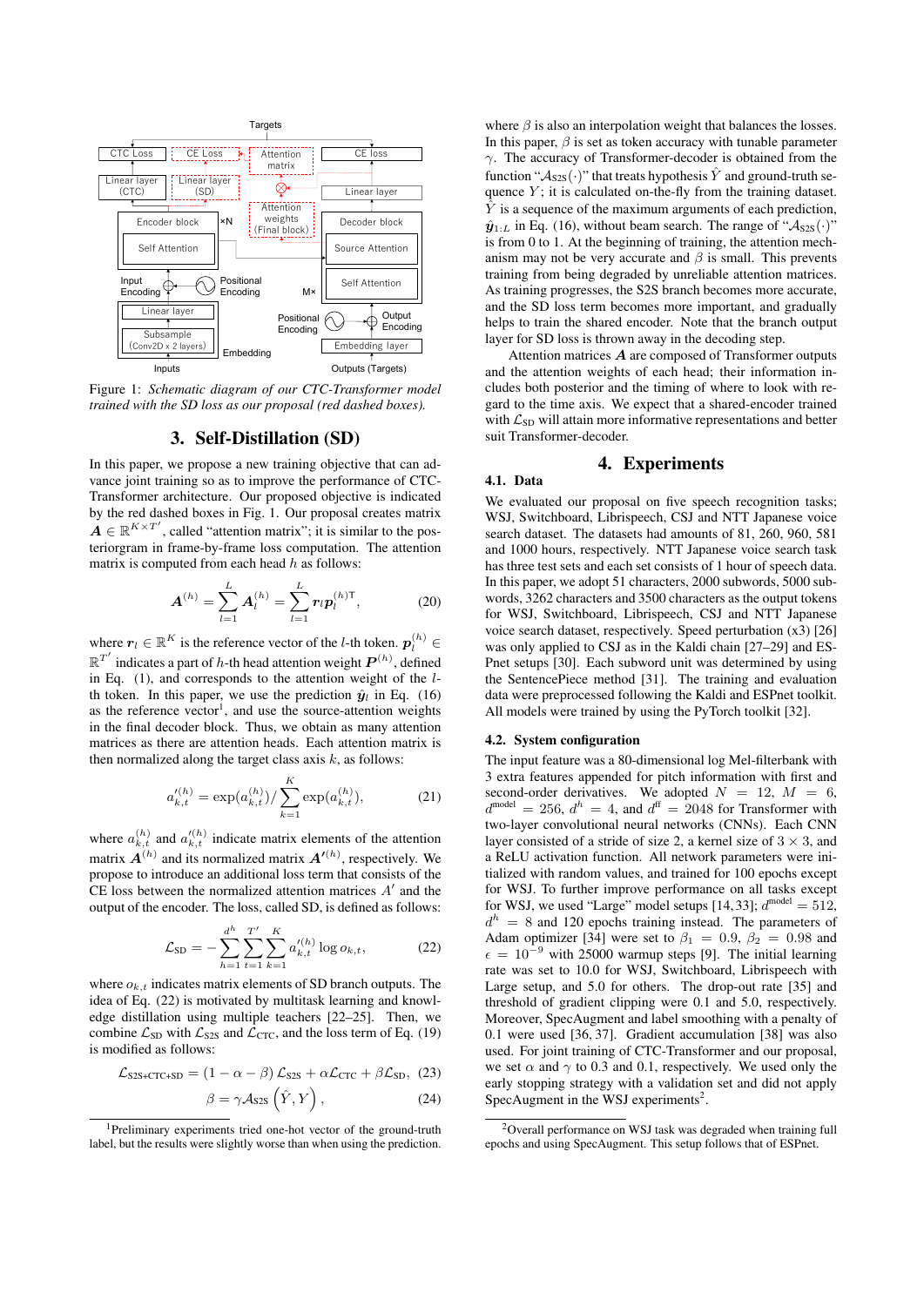Figure 1: *Schematic diagram of our CTC-Transformer model trained with the SD loss as our proposal (red dashed boxes).*

## 3. Self-Distillation (SD)

In this paper, we propose a new training objective that can advance joint training so as to improve the performance of CTC-Transformer architecture. Our proposed objective is indicated by the red dashed boxes in Fig. 1. Our proposal creates matrix $\boldsymbol{A} \in \mathbb{R}^{K \times T'}$, called "attention matrix"; it is similar to the posteriorgram in frame-by-frame loss computation. The attention matrix is computed from each head $h$ as follows:

$$\boldsymbol{A}^{(h)} = \sum_{l=1}^{L} \boldsymbol{A}_l^{(h)} = \sum_{l=1}^{L} \boldsymbol{r}_l \boldsymbol{p}_l^{(h)\mathsf{T}}, \tag{20}$$

where $\boldsymbol{r}_l \in \mathbb{R}^K$ is the reference vector of the $l$-th token. $\boldsymbol{p}_l^{(h)} \in \mathbb{R}^{T'}$ indicates a part of $h$-th head attention weight $\boldsymbol{P}^{(h)}$, defined in Eq. (1), and corresponds to the attention weight of the $l$-th token. In this paper, we use the prediction $\hat{\boldsymbol{y}}_l$ in Eq. (16) as the reference vector[1], and use the source-attention weights in the final decoder block. Thus, we obtain as many attention matrices as there are attention heads. Each attention matrix is then normalized along the target class axis $k$, as follows:

$$a'^{(h)}_{k,t} = \exp(a^{(h)}_{k,t}) / \sum_{k=1}^{K} \exp(a^{(h)}_{k,t}), \tag{21}$$

where $a^{(h)}_{k,t}$ and $a'^{(h)}_{k,t}$ indicate matrix elements of the attention matrix $\boldsymbol{A}^{(h)}$ and its normalized matrix $\boldsymbol{A}'^{(h)}$, respectively. We propose to introduce an additional loss term that consists of the CE loss between the normalized attention matrices $A'$ and the output of the encoder. The loss, called SD, is defined as follows:

$$\mathcal{L}_{\text{SD}} = -\sum_{h=1}^{d^h} \sum_{t=1}^{T'} \sum_{k=1}^{K} a'^{(h)}_{k,t} \log o_{k,t}, \tag{22}$$

where $o_{k,t}$ indicates matrix elements of SD branch outputs. The idea of Eq. (22) is motivated by multitask learning and knowledge distillation using multiple teachers [22–25]. Then, we combine $\mathcal{L}_{\text{SD}}$ with $\mathcal{L}_{\text{S2S}}$ and $\mathcal{L}_{\text{CTC}}$, and the loss term of Eq. (19) is modified as follows:

$$\mathcal{L}_{\text{S2S+CTC+SD}} = (1 - \alpha - \beta)\,\mathcal{L}_{\text{S2S}} + \alpha \mathcal{L}_{\text{CTC}} + \beta \mathcal{L}_{\text{SD}}, \tag{23}$$

$$\beta = \gamma \mathcal{A}_{\text{S2S}}\left(\hat{Y}, Y\right), \tag{24}$$

[1] Preliminary experiments tried one-hot vector of the ground-truth label, but the results were slightly worse than when using the prediction.

where $\beta$ is also an interpolation weight that balances the losses. In this paper, $\beta$ is set as token accuracy with tunable parameter $\gamma$. The accuracy of Transformer-decoder is obtained from the function "$\mathcal{A}_{\text{S2S}}(\cdot)$" that treats hypothesis $\hat{Y}$ and ground-truth sequence $Y$; it is calculated on-the-fly from the training dataset. $\hat{Y}$ is a sequence of the maximum arguments of each prediction, $\hat{\boldsymbol{y}}_{1:L}$ in Eq. (16), without beam search. The range of "$\mathcal{A}_{\text{S2S}}(\cdot)$" is from 0 to 1. At the beginning of training, the attention mechanism may not be very accurate and $\beta$ is small. This prevents training from being degraded by unreliable attention matrices. As training progresses, the S2S branch becomes more accurate, and the SD loss term becomes more important, and gradually helps to train the shared encoder. Note that the branch output layer for SD loss is thrown away in the decoding step.

Attention matrices $\boldsymbol{A}$ are composed of Transformer outputs and the attention weights of each head; their information includes both posterior and the timing of where to look with regard to the time axis. We expect that a shared-encoder trained with $\mathcal{L}_{\text{SD}}$ will attain more informative representations and better suit Transformer-decoder.

## 4. Experiments

### 4.1. Data

We evaluated our proposal on five speech recognition tasks; WSJ, Switchboard, Librispeech, CSJ and NTT Japanese voice search dataset. The datasets had amounts of 81, 260, 960, 581 and 1000 hours, respectively. NTT Japanese voice search task has three test sets and each set consists of 1 hour of speech data. In this paper, we adopt 51 characters, 2000 subwords, 5000 subwords, 3262 characters and 3500 characters as the output tokens for WSJ, Switchboard, Librispeech, CSJ and NTT Japanese voice search dataset, respectively. Speed perturbation (x3) [26] was only applied to CSJ as in the Kaldi chain [27–29] and ESPnet setups [30]. Each subword unit was determined by using the SentencePiece method [31]. The training and evaluation data were preprocessed following the Kaldi and ESPnet toolkit. All models were trained by using the PyTorch toolkit [32].

### 4.2. System configuration

The input feature was a 80-dimensional log Mel-filterbank with 3 extra features appended for pitch information with first and second-order derivatives. We adopted $N = 12$, $M = 6$, $d^{\text{model}} = 256$, $d^h = 4$, and $d^{\text{ff}} = 2048$ for Transformer with two-layer convolutional neural networks (CNNs). Each CNN layer consisted of a stride of size 2, a kernel size of $3 \times 3$, and a ReLU activation function. All network parameters were initialized with random values, and trained for 100 epochs except for WSJ. To further improve performance on all tasks except for WSJ, we used "Large" model setups [14, 33]; $d^{\text{model}} = 512$, $d^h = 8$ and 120 epochs training instead. The parameters of Adam optimizer [34] were set to $\beta_1 = 0.9$, $\beta_2 = 0.98$ and $\epsilon = 10^{-9}$ with 25000 warmup steps [9]. The initial learning rate was set to 10.0 for WSJ, Switchboard, Librispeech with Large setup, and 5.0 for others. The drop-out rate [35] and threshold of gradient clipping were 0.1 and 5.0, respectively. Moreover, SpecAugment and label smoothing with a penalty of 0.1 were used [36, 37]. Gradient accumulation [38] was also used. For joint training of CTC-Transformer and our proposal, we set $\alpha$ and $\gamma$ to 0.3 and 0.1, respectively. We used only the early stopping strategy with a validation set and did not apply SpecAugment in the WSJ experiments[2].

[2] Overall performance on WSJ task was degraded when training full epochs and using SpecAugment. This setup follows that of ESPnet.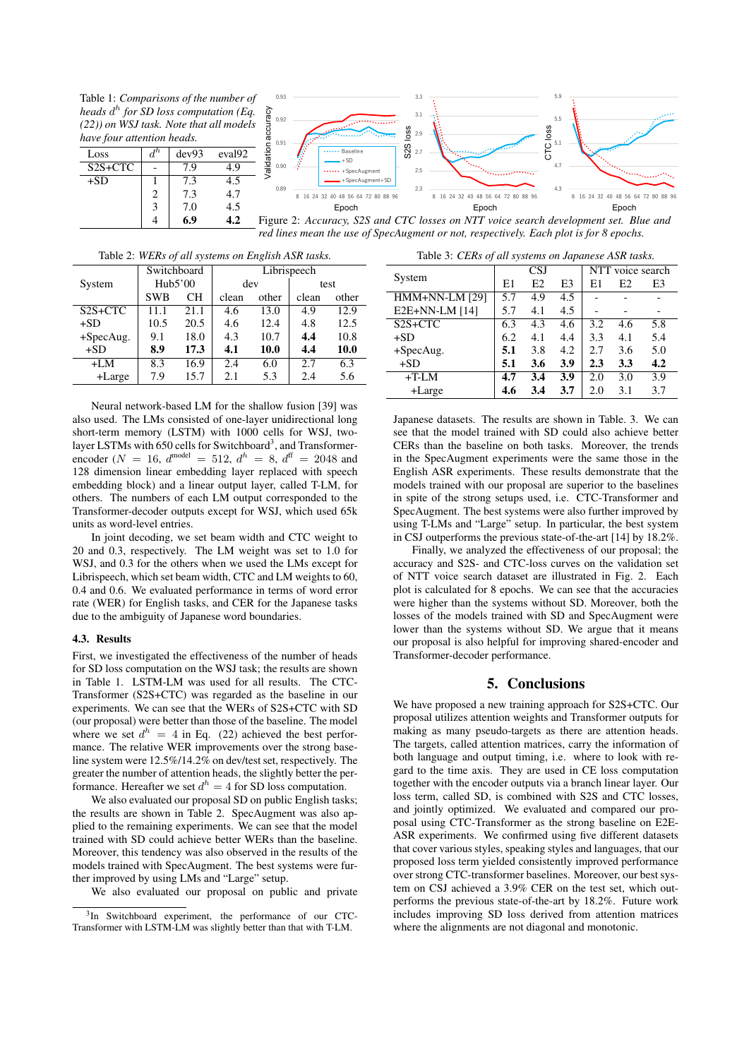Table 1: *Comparisons of the number of heads $d^h$ for SD loss computation (Eq. (22)) on WSJ task. Note that all models have four attention heads.*

| Loss | $d^h$ | dev93 | eval92 |
|---|---|---|---|
| S2S+CTC | - | 7.9 | 4.9 |
| +SD | 1 | 7.3 | 4.5 |
| | 2 | 7.3 | 4.7 |
| | 3 | 7.0 | 4.5 |
| | 4 | **6.9** | **4.2** |

Figure 2: *Accuracy, S2S and CTC losses on NTT voice search development set. Blue and red lines mean the use of SpecAugment or not, respectively. Each plot is for 8 epochs.*

Table 2: *WERs of all systems on English ASR tasks.*

| System | Switchboard Hub5'00 | | Librispeech | | | |
|---|---|---|---|---|---|---|
| | | | dev | | test | |
| | SWB | CH | clean | other | clean | other |
| S2S+CTC | 11.1 | 21.1 | 4.6 | 13.0 | 4.9 | 12.9 |
| +SD | 10.5 | 20.5 | 4.6 | 12.4 | 4.8 | 12.5 |
| +SpecAug. | 9.1 | 18.0 | 4.3 | 10.7 | **4.4** | 10.8 |
| +SD | **8.9** | **17.3** | **4.1** | **10.0** | **4.4** | **10.0** |
| +LM | 8.3 | 16.9 | 2.4 | 6.0 | 2.7 | 6.3 |
| +Large | 7.9 | 15.7 | 2.1 | 5.3 | 2.4 | 5.6 |

Table 3: *CERs of all systems on Japanese ASR tasks.*

| System | CSJ | | | NTT voice search | | |
|---|---|---|---|---|---|---|
| | E1 | E2 | E3 | E1 | E2 | E3 |
| HMM+NN-LM [29] | 5.7 | 4.9 | 4.5 | - | - | - |
| E2E+NN-LM [14] | 5.7 | 4.1 | 4.5 | - | - | - |
| S2S+CTC | 6.3 | 4.3 | 4.6 | 3.2 | 4.6 | 5.8 |
| +SD | 6.2 | 4.1 | 4.4 | 3.3 | 4.1 | 5.4 |
| +SpecAug. | **5.1** | 3.8 | 4.2 | 2.7 | 3.6 | 5.0 |
| +SD | **5.1** | **3.6** | **3.9** | **2.3** | **3.3** | **4.2** |
| +T-LM | **4.7** | **3.4** | **3.9** | 2.0 | 3.0 | 3.9 |
| +Large | **4.6** | **3.4** | **3.7** | 2.0 | 3.1 | 3.7 |

Neural network-based LM for the shallow fusion [39] was also used. The LMs consisted of one-layer unidirectional long short-term memory (LSTM) with 1000 cells for WSJ, two-layer LSTMs with 650 cells for Switchboard[3], and Transformer-encoder ($N = 16$, $d^{\text{model}} = 512$, $d^h = 8$, $d^{\text{ff}} = 2048$ and 128 dimension linear embedding layer replaced with speech embedding block) and a linear output layer, called T-LM, for others. The numbers of each LM output corresponded to the Transformer-decoder outputs except for WSJ, which used 65k units as word-level entries.

In joint decoding, we set beam width and CTC weight to 20 and 0.3, respectively. The LM weight was set to 1.0 for WSJ, and 0.3 for the others when we used the LMs except for Librispeech, which set beam width, CTC and LM weights to 60, 0.4 and 0.6. We evaluated performance in terms of word error rate (WER) for English tasks, and CER for the Japanese tasks due to the ambiguity of Japanese word boundaries.

### 4.3. Results

First, we investigated the effectiveness of the number of heads for SD loss computation on the WSJ task; the results are shown in Table 1. LSTM-LM was used for all results. The CTC-Transformer (S2S+CTC) was regarded as the baseline in our experiments. We can see that the WERs of S2S+CTC with SD (our proposal) were better than those of the baseline. The model where we set $d^h = 4$ in Eq. (22) achieved the best performance. The relative WER improvements over the strong baseline system were 12.5%/14.2% on dev/test set, respectively. The greater the number of attention heads, the slightly better the performance. Hereafter we set $d^h = 4$ for SD loss computation.

We also evaluated our proposal SD on public English tasks; the results are shown in Table 2. SpecAugment was also applied to the remaining experiments. We can see that the model trained with SD could achieve better WERs than the baseline. Moreover, this tendency was also observed in the results of the models trained with SpecAugment. The best systems were further improved by using LMs and "Large" setup.

We also evaluated our proposal on public and private Japanese datasets. The results are shown in Table. 3. We can see that the model trained with SD could also achieve better CERs than the baseline on both tasks. Moreover, the trends in the SpecAugment experiments were the same those in the English ASR experiments. These results demonstrate that the models trained with our proposal are superior to the baselines in spite of the strong setups used, i.e. CTC-Transformer and SpecAugment. The best systems were also further improved by using T-LMs and "Large" setup. In particular, the best system in CSJ outperforms the previous state-of-the-art [14] by 18.2%.

Finally, we analyzed the effectiveness of our proposal; the accuracy and S2S- and CTC-loss curves on the validation set of NTT voice search dataset are illustrated in Fig. 2. Each plot is calculated for 8 epochs. We can see that the accuracies were higher than the systems without SD. Moreover, both the losses of the models trained with SD and SpecAugment were lower than the systems without SD. We argue that it means our proposal is also helpful for improving shared-encoder and Transformer-decoder performance.

## 5. Conclusions

We have proposed a new training approach for S2S+CTC. Our proposal utilizes attention weights and Transformer outputs for making as many pseudo-targets as there are attention heads. The targets, called attention matrices, carry the information of both language and output timing, i.e. where to look with regard to the time axis. They are used in CE loss computation together with the encoder outputs via a branch linear layer. Our loss term, called SD, is combined with S2S and CTC losses, and jointly optimized. We evaluated and compared our proposal using CTC-Transformer as the strong baseline on E2E-ASR experiments. We confirmed using five different datasets that cover various styles, speaking styles and languages, that our proposed loss term yielded consistently improved performance over strong CTC-transformer baselines. Moreover, our best system on CSJ achieved a 3.9% CER on the test set, which outperforms the previous state-of-the-art by 18.2%. Future work includes improving SD loss derived from attention matrices where the alignments are not diagonal and monotonic.

[3] In Switchboard experiment, the performance of our CTC-Transformer with LSTM-LM was slightly better than that with T-LM.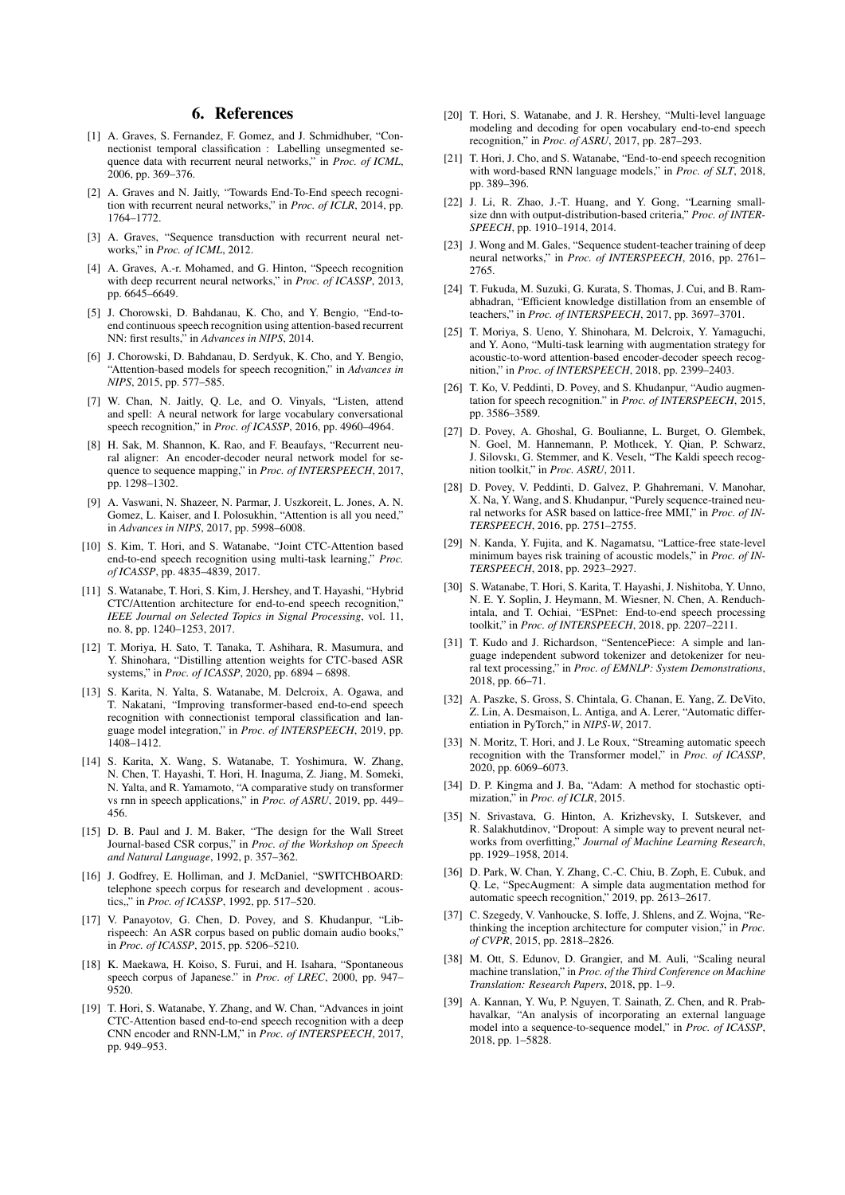## 6. References

[1] A. Graves, S. Fernandez, F. Gomez, and J. Schmidhuber, "Connectionist temporal classification : Labelling unsegmented sequence data with recurrent neural networks," in *Proc. of ICML*, 2006, pp. 369–376.

[2] A. Graves and N. Jaitly, "Towards End-To-End speech recognition with recurrent neural networks," in *Proc. of ICLR*, 2014, pp. 1764–1772.

[3] A. Graves, "Sequence transduction with recurrent neural networks," in *Proc. of ICML*, 2012.

[4] A. Graves, A.-r. Mohamed, and G. Hinton, "Speech recognition with deep recurrent neural networks," in *Proc. of ICASSP*, 2013, pp. 6645–6649.

[5] J. Chorowski, D. Bahdanau, K. Cho, and Y. Bengio, "End-to-end continuous speech recognition using attention-based recurrent NN: first results," in *Advances in NIPS*, 2014.

[6] J. Chorowski, D. Bahdanau, D. Serdyuk, K. Cho, and Y. Bengio, "Attention-based models for speech recognition," in *Advances in NIPS*, 2015, pp. 577–585.

[7] W. Chan, N. Jaitly, Q. Le, and O. Vinyals, "Listen, attend and spell: A neural network for large vocabulary conversational speech recognition," in *Proc. of ICASSP*, 2016, pp. 4960–4964.

[8] H. Sak, M. Shannon, K. Rao, and F. Beaufays, "Recurrent neural aligner: An encoder-decoder neural network model for sequence to sequence mapping," in *Proc. of INTERSPEECH*, 2017, pp. 1298–1302.

[9] A. Vaswani, N. Shazeer, N. Parmar, J. Uszkoreit, L. Jones, A. N. Gomez, L. Kaiser, and I. Polosukhin, "Attention is all you need," in *Advances in NIPS*, 2017, pp. 5998–6008.

[10] S. Kim, T. Hori, and S. Watanabe, "Joint CTC-Attention based end-to-end speech recognition using multi-task learning," *Proc. of ICASSP*, pp. 4835–4839, 2017.

[11] S. Watanabe, T. Hori, S. Kim, J. Hershey, and T. Hayashi, "Hybrid CTC/Attention architecture for end-to-end speech recognition," *IEEE Journal on Selected Topics in Signal Processing*, vol. 11, no. 8, pp. 1240–1253, 2017.

[12] T. Moriya, H. Sato, T. Tanaka, T. Ashihara, R. Masumura, and Y. Shinohara, "Distilling attention weights for CTC-based ASR systems," in *Proc. of ICASSP*, 2020, pp. 6894 – 6898.

[13] S. Karita, N. Yalta, S. Watanabe, M. Delcroix, A. Ogawa, and T. Nakatani, "Improving transformer-based end-to-end speech recognition with connectionist temporal classification and language model integration," in *Proc. of INTERSPEECH*, 2019, pp. 1408–1412.

[14] S. Karita, X. Wang, S. Watanabe, T. Yoshimura, W. Zhang, N. Chen, T. Hayashi, T. Hori, H. Inaguma, Z. Jiang, M. Someki, N. Yalta, and R. Yamamoto, "A comparative study on transformer vs rnn in speech applications," in *Proc. of ASRU*, 2019, pp. 449–456.

[15] D. B. Paul and J. M. Baker, "The design for the Wall Street Journal-based CSR corpus," in *Proc. of the Workshop on Speech and Natural Language*, 1992, p. 357–362.

[16] J. Godfrey, E. Holliman, and J. McDaniel, "SWITCHBOARD: telephone speech corpus for research and development . acoustics,," in *Proc. of ICASSP*, 1992, pp. 517–520.

[17] V. Panayotov, G. Chen, D. Povey, and S. Khudanpur, "Librispeech: An ASR corpus based on public domain audio books," in *Proc. of ICASSP*, 2015, pp. 5206–5210.

[18] K. Maekawa, H. Koiso, S. Furui, and H. Isahara, "Spontaneous speech corpus of Japanese." in *Proc. of LREC*, 2000, pp. 947–9520.

[19] T. Hori, S. Watanabe, Y. Zhang, and W. Chan, "Advances in joint CTC-Attention based end-to-end speech recognition with a deep CNN encoder and RNN-LM," in *Proc. of INTERSPEECH*, 2017, pp. 949–953.

[20] T. Hori, S. Watanabe, and J. R. Hershey, "Multi-level language modeling and decoding for open vocabulary end-to-end speech recognition," in *Proc. of ASRU*, 2017, pp. 287–293.

[21] T. Hori, J. Cho, and S. Watanabe, "End-to-end speech recognition with word-based RNN language models," in *Proc. of SLT*, 2018, pp. 389–396.

[22] J. Li, R. Zhao, J.-T. Huang, and Y. Gong, "Learning small-size dnn with output-distribution-based criteria," *Proc. of INTERSPEECH*, pp. 1910–1914, 2014.

[23] J. Wong and M. Gales, "Sequence student-teacher training of deep neural networks," in *Proc. of INTERSPEECH*, 2016, pp. 2761–2765.

[24] T. Fukuda, M. Suzuki, G. Kurata, S. Thomas, J. Cui, and B. Ramabhadran, "Efficient knowledge distillation from an ensemble of teachers," in *Proc. of INTERSPEECH*, 2017, pp. 3697–3701.

[25] T. Moriya, S. Ueno, Y. Shinohara, M. Delcroix, Y. Yamaguchi, and Y. Aono, "Multi-task learning with augmentation strategy for acoustic-to-word attention-based encoder-decoder speech recognition," in *Proc. of INTERSPEECH*, 2018, pp. 2399–2403.

[26] T. Ko, V. Peddinti, D. Povey, and S. Khudanpur, "Audio augmentation for speech recognition." in *Proc. of INTERSPEECH*, 2015, pp. 3586–3589.

[27] D. Povey, A. Ghoshal, G. Boulianne, L. Burget, O. Glembek, N. Goel, M. Hannemann, P. Motlıcek, Y. Qian, P. Schwarz, J. Silovskı, G. Stemmer, and K. Veselı, "The Kaldi speech recognition toolkit," in *Proc. ASRU*, 2011.

[28] D. Povey, V. Peddinti, D. Galvez, P. Ghahremani, V. Manohar, X. Na, Y. Wang, and S. Khudanpur, "Purely sequence-trained neural networks for ASR based on lattice-free MMI," in *Proc. of INTERSPEECH*, 2016, pp. 2751–2755.

[29] N. Kanda, Y. Fujita, and K. Nagamatsu, "Lattice-free state-level minimum bayes risk training of acoustic models," in *Proc. of INTERSPEECH*, 2018, pp. 2923–2927.

[30] S. Watanabe, T. Hori, S. Karita, T. Hayashi, J. Nishitoba, Y. Unno, N. E. Y. Soplin, J. Heymann, M. Wiesner, N. Chen, A. Renduchintala, and T. Ochiai, "ESPnet: End-to-end speech processing toolkit," in *Proc. of INTERSPEECH*, 2018, pp. 2207–2211.

[31] T. Kudo and J. Richardson, "SentencePiece: A simple and language independent subword tokenizer and detokenizer for neural text processing," in *Proc. of EMNLP: System Demonstrations*, 2018, pp. 66–71.

[32] A. Paszke, S. Gross, S. Chintala, G. Chanan, E. Yang, Z. DeVito, Z. Lin, A. Desmaison, L. Antiga, and A. Lerer, "Automatic differentiation in PyTorch," in *NIPS-W*, 2017.

[33] N. Moritz, T. Hori, and J. Le Roux, "Streaming automatic speech recognition with the Transformer model," in *Proc. of ICASSP*, 2020, pp. 6069–6073.

[34] D. P. Kingma and J. Ba, "Adam: A method for stochastic optimization," in *Proc. of ICLR*, 2015.

[35] N. Srivastava, G. Hinton, A. Krizhevsky, I. Sutskever, and R. Salakhutdinov, "Dropout: A simple way to prevent neural networks from overfitting," *Journal of Machine Learning Research*, pp. 1929–1958, 2014.

[36] D. Park, W. Chan, Y. Zhang, C.-C. Chiu, B. Zoph, E. Cubuk, and Q. Le, "SpecAugment: A simple data augmentation method for automatic speech recognition," 2019, pp. 2613–2617.

[37] C. Szegedy, V. Vanhoucke, S. Ioffe, J. Shlens, and Z. Wojna, "Rethinking the inception architecture for computer vision," in *Proc. of CVPR*, 2015, pp. 2818–2826.

[38] M. Ott, S. Edunov, D. Grangier, and M. Auli, "Scaling neural machine translation," in *Proc. of the Third Conference on Machine Translation: Research Papers*, 2018, pp. 1–9.

[39] A. Kannan, Y. Wu, P. Nguyen, T. Sainath, Z. Chen, and R. Prabhavalkar, "An analysis of incorporating an external language model into a sequence-to-sequence model," in *Proc. of ICASSP*, 2018, pp. 1–5828.